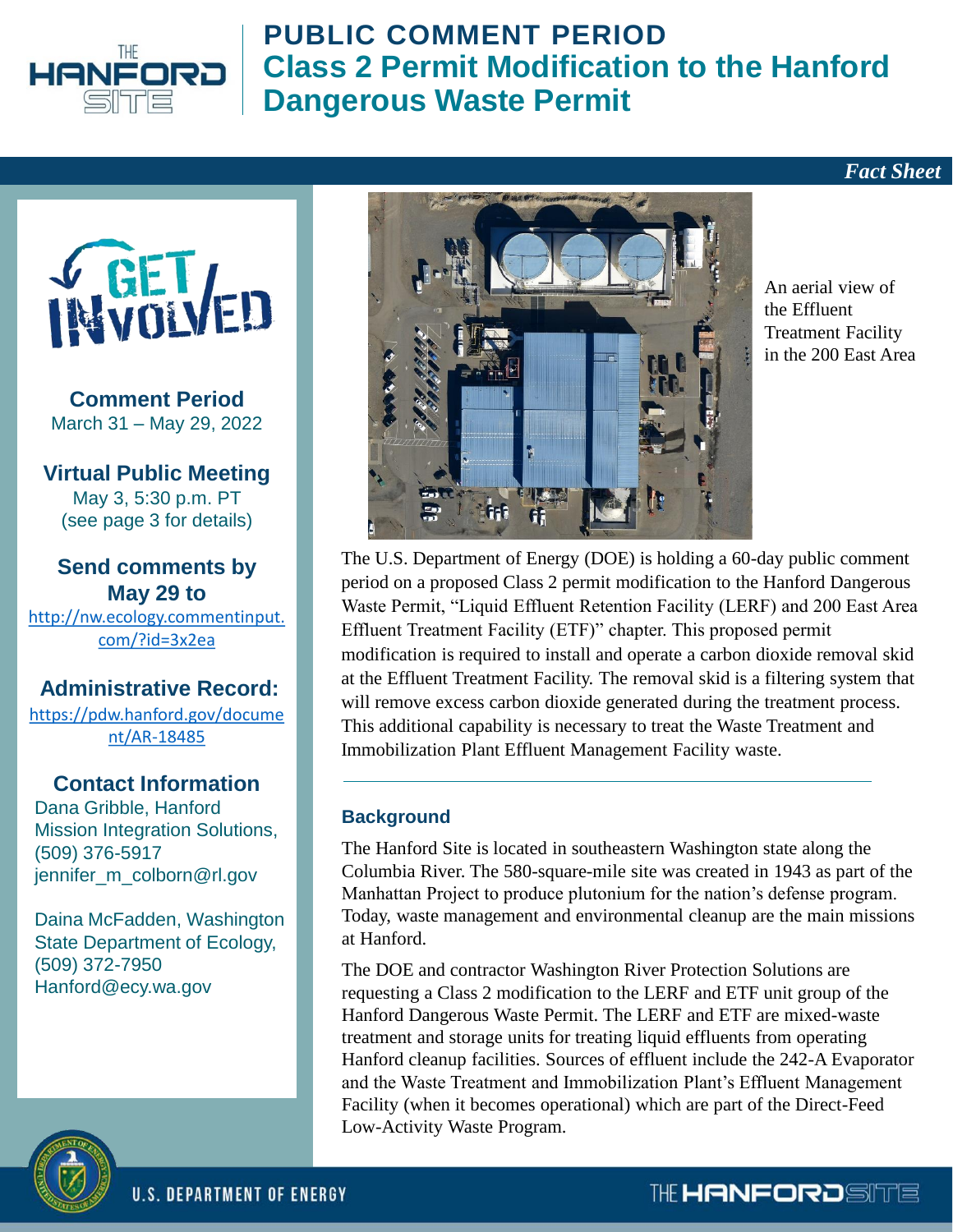# PUBLIC COMMENT PERIOD

# Class 2 Permit Modification to the Hanford Dangerous Waste Permit

*Fact Sheet*

## GET INVOLVED

**Comment Period**
March 31 – May 29, 2022

**Virtual Public Meeting**
May 3, 5:30 p.m. PT
(see page 3 for details)

**Send comments by May 29 to**
http://nw.ecology.commentinput.com/?id=3x2ea

**Administrative Record:**
https://pdw.hanford.gov/document/AR-18485

**Contact Information**

Dana Gribble, Hanford Mission Integration Solutions, (509) 376-5917
jennifer_m_colborn@rl.gov

Daina McFadden, Washington State Department of Ecology, (509) 372-7950
Hanford@ecy.wa.gov

An aerial view of the Effluent Treatment Facility in the 200 East Area

The U.S. Department of Energy (DOE) is holding a 60-day public comment period on a proposed Class 2 permit modification to the Hanford Dangerous Waste Permit, "Liquid Effluent Retention Facility (LERF) and 200 East Area Effluent Treatment Facility (ETF)" chapter. This proposed permit modification is required to install and operate a carbon dioxide removal skid at the Effluent Treatment Facility. The removal skid is a filtering system that will remove excess carbon dioxide generated during the treatment process. This additional capability is necessary to treat the Waste Treatment and Immobilization Plant Effluent Management Facility waste.

### Background

The Hanford Site is located in southeastern Washington state along the Columbia River. The 580-square-mile site was created in 1943 as part of the Manhattan Project to produce plutonium for the nation's defense program. Today, waste management and environmental cleanup are the main missions at Hanford.

The DOE and contractor Washington River Protection Solutions are requesting a Class 2 modification to the LERF and ETF unit group of the Hanford Dangerous Waste Permit. The LERF and ETF are mixed-waste treatment and storage units for treating liquid effluents from operating Hanford cleanup facilities. Sources of effluent include the 242-A Evaporator and the Waste Treatment and Immobilization Plant's Effluent Management Facility (when it becomes operational) which are part of the Direct-Feed Low-Activity Waste Program.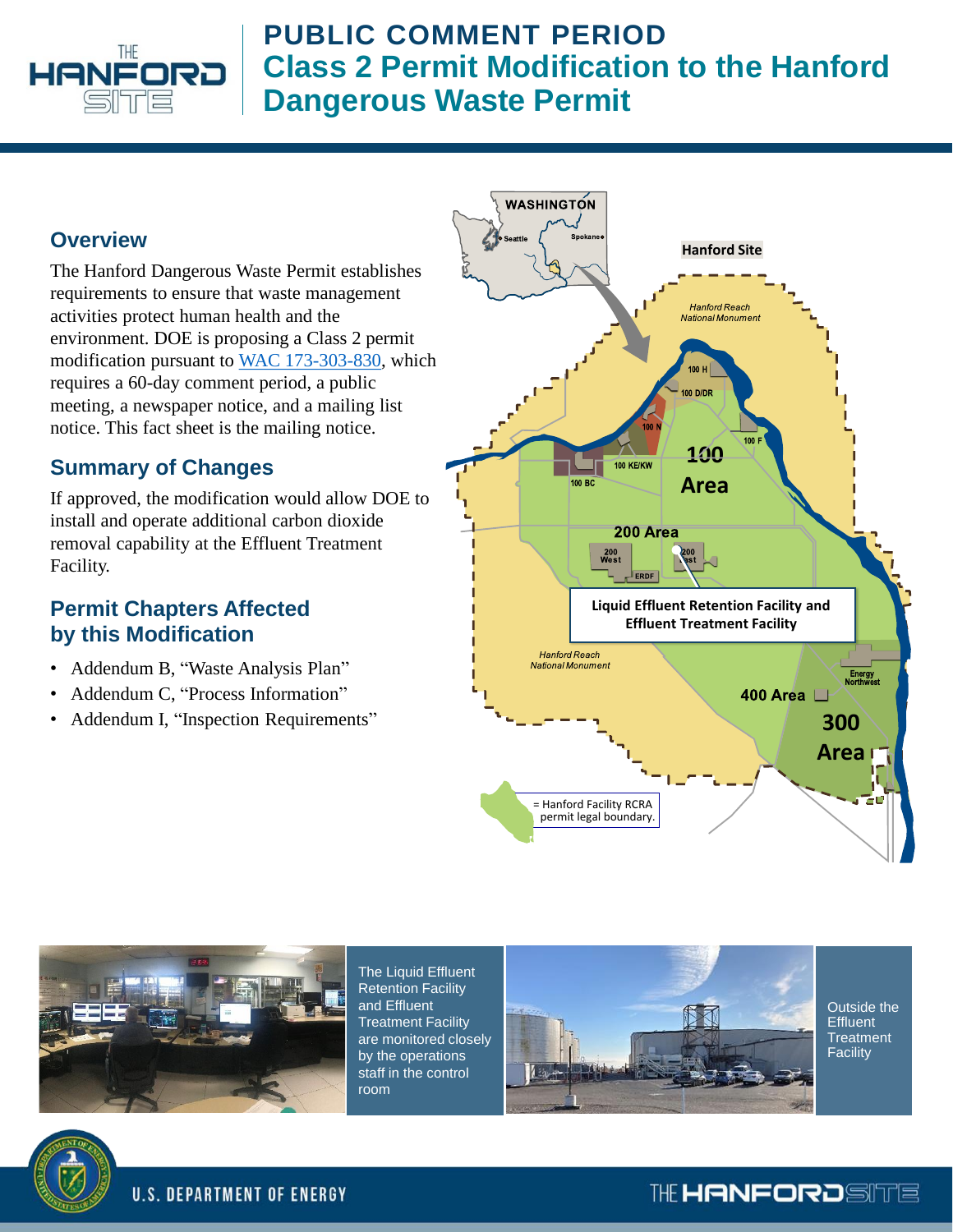# PUBLIC COMMENT PERIOD

# Class 2 Permit Modification to the Hanford Dangerous Waste Permit

## Overview

The Hanford Dangerous Waste Permit establishes requirements to ensure that waste management activities protect human health and the environment. DOE is proposing a Class 2 permit modification pursuant to WAC 173-303-830, which requires a 60-day comment period, a public meeting, a newspaper notice, and a mailing list notice. This fact sheet is the mailing notice.

## Summary of Changes

If approved, the modification would allow DOE to install and operate additional carbon dioxide removal capability at the Effluent Treatment Facility.

## Permit Chapters Affected by this Modification

- Addendum B, "Waste Analysis Plan"
- Addendum C, "Process Information"
- Addendum I, "Inspection Requirements"

The Liquid Effluent Retention Facility and Effluent Treatment Facility are monitored closely by the operations staff in the control room

Outside the Effluent Treatment Facility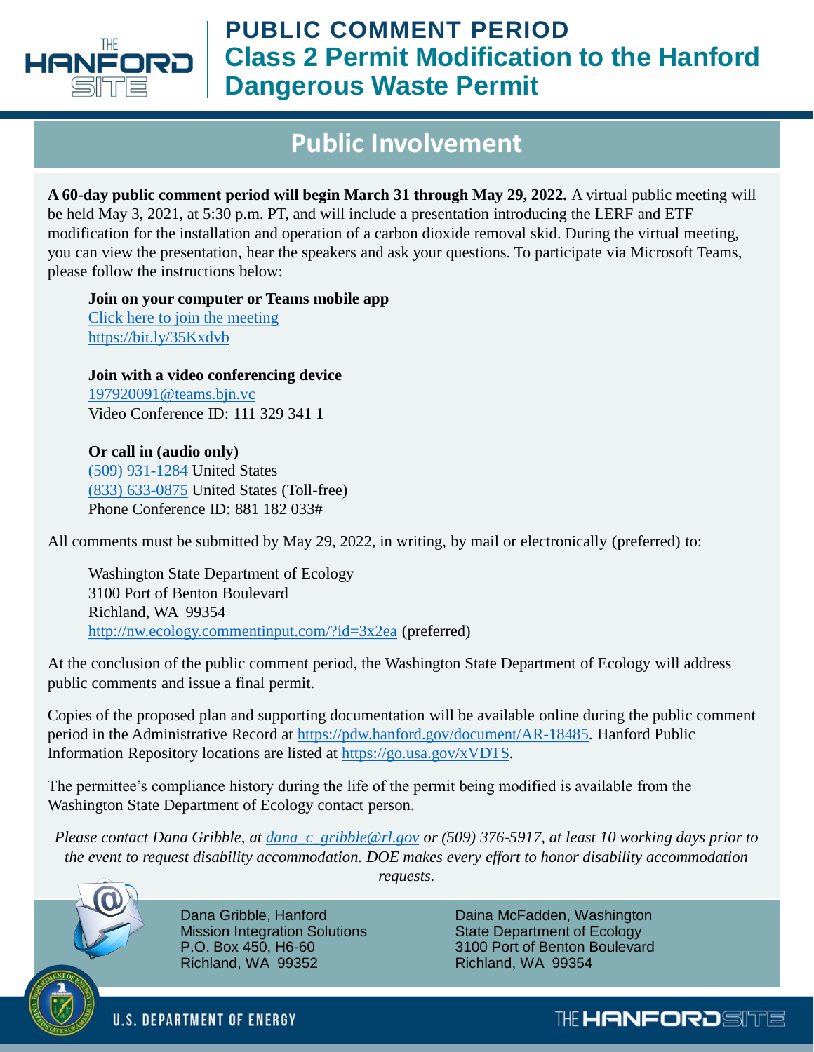# PUBLIC COMMENT PERIOD

## Class 2 Permit Modification to the Hanford Dangerous Waste Permit

## Public Involvement

**A 60-day public comment period will begin March 31 through May 29, 2022.** A virtual public meeting will be held May 3, 2021, at 5:30 p.m. PT, and will include a presentation introducing the LERF and ETF modification for the installation and operation of a carbon dioxide removal skid. During the virtual meeting, you can view the presentation, hear the speakers and ask your questions. To participate via Microsoft Teams, please follow the instructions below:

**Join on your computer or Teams mobile app**
Click here to join the meeting
https://bit.ly/35Kxdvb

**Join with a video conferencing device**
197920091@teams.bjn.vc
Video Conference ID: 111 329 341 1

**Or call in (audio only)**
(509) 931-1284 United States
(833) 633-0875 United States (Toll-free)
Phone Conference ID: 881 182 033#

All comments must be submitted by May 29, 2022, in writing, by mail or electronically (preferred) to:

Washington State Department of Ecology
3100 Port of Benton Boulevard
Richland, WA 99354
http://nw.ecology.commentinput.com/?id=3x2ea (preferred)

At the conclusion of the public comment period, the Washington State Department of Ecology will address public comments and issue a final permit.

Copies of the proposed plan and supporting documentation will be available online during the public comment period in the Administrative Record at https://pdw.hanford.gov/document/AR-18485. Hanford Public Information Repository locations are listed at https://go.usa.gov/xVDTS.

The permittee's compliance history during the life of the permit being modified is available from the Washington State Department of Ecology contact person.

*Please contact Dana Gribble, at dana_c_gribble@rl.gov or (509) 376-5917, at least 10 working days prior to the event to request disability accommodation. DOE makes every effort to honor disability accommodation requests.*

Dana Gribble, Hanford
Mission Integration Solutions
P.O. Box 450, H6-60
Richland, WA 99352

Daina McFadden, Washington
State Department of Ecology
3100 Port of Benton Boulevard
Richland, WA 99354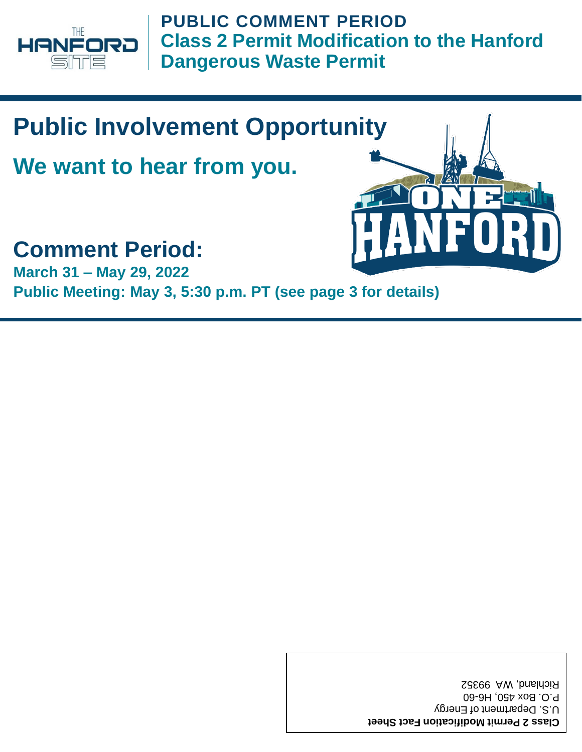PUBLIC COMMENT PERIOD

**Class 2 Permit Modification to the Hanford Dangerous Waste Permit**

# Public Involvement Opportunity

## We want to hear from you.

## Comment Period:

**March 31 – May 29, 2022**

**Public Meeting: May 3, 5:30 p.m. PT (see page 3 for details)**

**Class 2 Permit Modification Fact Sheet**
U.S. Department of Energy
P.O. Box 450, H6-60
Richland, WA 99352